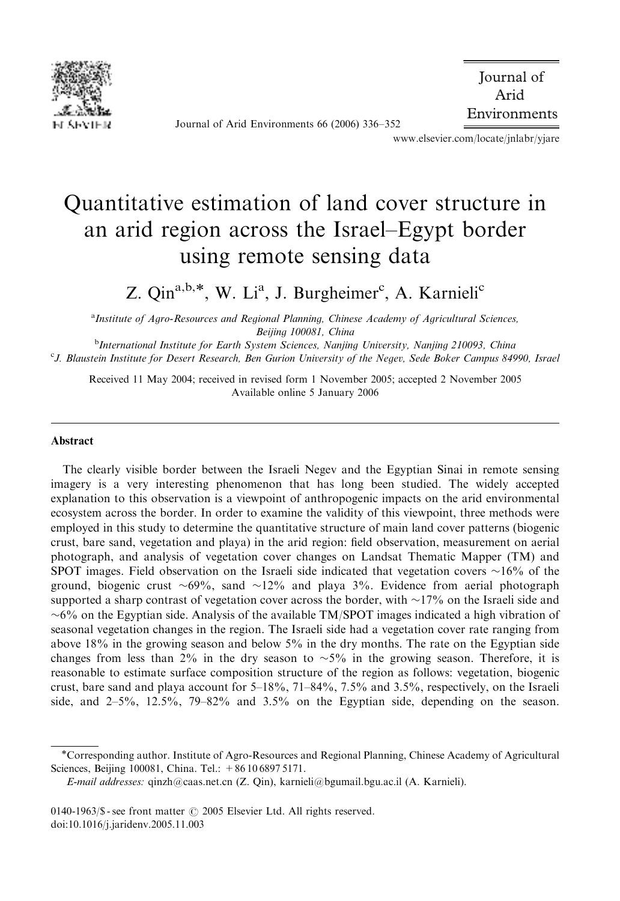# Quantitative estimation of land cover structure in an arid region across the Israel–Egypt border using remote sensing data

Z. Qin[a,b,*], W. Li[a], J. Burgheimer[c], A. Karnieli[c]

[a]*Institute of Agro-Resources and Regional Planning, Chinese Academy of Agricultural Sciences, Beijing 100081, China*

[b]*International Institute for Earth System Sciences, Nanjing University, Nanjing 210093, China*

[c]*J. Blaustein Institute for Desert Research, Ben Gurion University of the Negev, Sede Boker Campus 84990, Israel*

Received 11 May 2004; received in revised form 1 November 2005; accepted 2 November 2005
Available online 5 January 2006

## Abstract

The clearly visible border between the Israeli Negev and the Egyptian Sinai in remote sensing imagery is a very interesting phenomenon that has long been studied. The widely accepted explanation to this observation is a viewpoint of anthropogenic impacts on the arid environmental ecosystem across the border. In order to examine the validity of this viewpoint, three methods were employed in this study to determine the quantitative structure of main land cover patterns (biogenic crust, bare sand, vegetation and playa) in the arid region: field observation, measurement on aerial photograph, and analysis of vegetation cover changes on Landsat Thematic Mapper (TM) and SPOT images. Field observation on the Israeli side indicated that vegetation covers ~16% of the ground, biogenic crust ~69%, sand ~12% and playa 3%. Evidence from aerial photograph supported a sharp contrast of vegetation cover across the border, with ~17% on the Israeli side and ~6% on the Egyptian side. Analysis of the available TM/SPOT images indicated a high vibration of seasonal vegetation changes in the region. The Israeli side had a vegetation cover rate ranging from above 18% in the growing season and below 5% in the dry months. The rate on the Egyptian side changes from less than 2% in the dry season to ~5% in the growing season. Therefore, it is reasonable to estimate surface composition structure of the region as follows: vegetation, biogenic crust, bare sand and playa account for 5–18%, 71–84%, 7.5% and 3.5%, respectively, on the Israeli side, and 2–5%, 12.5%, 79–82% and 3.5% on the Egyptian side, depending on the season.

---

*Corresponding author. Institute of Agro-Resources and Regional Planning, Chinese Academy of Agricultural Sciences, Beijing 100081, China. Tel.: +86 10 6897 5171.

*E-mail addresses:* qinzh@caas.net.cn (Z. Qin), karnieli@bgumail.bgu.ac.il (A. Karnieli).

0140-1963/$ - see front matter © 2005 Elsevier Ltd. All rights reserved.
doi:10.1016/j.jaridenv.2005.11.003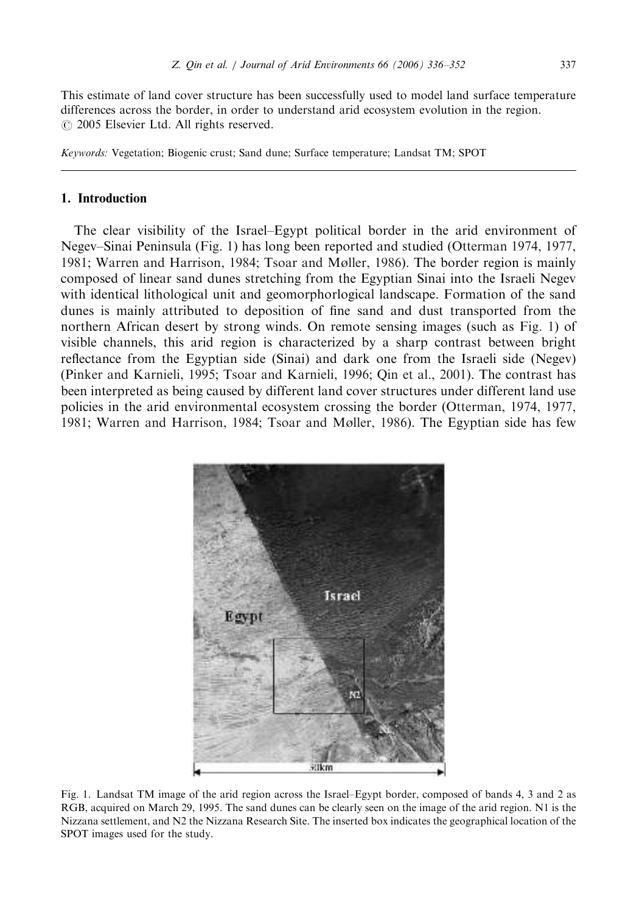This estimate of land cover structure has been successfully used to model land surface temperature differences across the border, in order to understand arid ecosystem evolution in the region.
© 2005 Elsevier Ltd. All rights reserved.

*Keywords:* Vegetation; Biogenic crust; Sand dune; Surface temperature; Landsat TM; SPOT

## 1. Introduction

The clear visibility of the Israel–Egypt political border in the arid environment of Negev–Sinai Peninsula (Fig. 1) has long been reported and studied (Otterman 1974, 1977, 1981; Warren and Harrison, 1984; Tsoar and Møller, 1986). The border region is mainly composed of linear sand dunes stretching from the Egyptian Sinai into the Israeli Negev with identical lithological unit and geomorphorlogical landscape. Formation of the sand dunes is mainly attributed to deposition of fine sand and dust transported from the northern African desert by strong winds. On remote sensing images (such as Fig. 1) of visible channels, this arid region is characterized by a sharp contrast between bright reflectance from the Egyptian side (Sinai) and dark one from the Israeli side (Negev) (Pinker and Karnieli, 1995; Tsoar and Karnieli, 1996; Qin et al., 2001). The contrast has been interpreted as being caused by different land cover structures under different land use policies in the arid environmental ecosystem crossing the border (Otterman, 1974, 1977, 1981; Warren and Harrison, 1984; Tsoar and Møller, 1986). The Egyptian side has few

Fig. 1. Landsat TM image of the arid region across the Israel–Egypt border, composed of bands 4, 3 and 2 as RGB, acquired on March 29, 1995. The sand dunes can be clearly seen on the image of the arid region. N1 is the Nizzana settlement, and N2 the Nizzana Research Site. The inserted box indicates the geographical location of the SPOT images used for the study.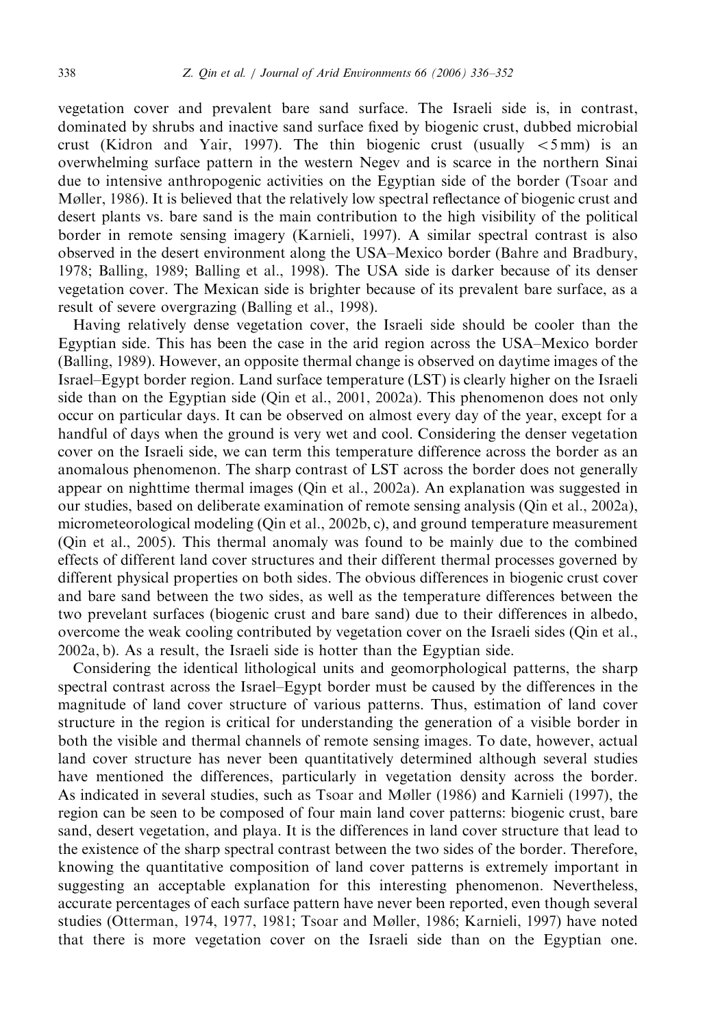vegetation cover and prevalent bare sand surface. The Israeli side is, in contrast, dominated by shrubs and inactive sand surface fixed by biogenic crust, dubbed microbial crust (Kidron and Yair, 1997). The thin biogenic crust (usually $<5$ mm) is an overwhelming surface pattern in the western Negev and is scarce in the northern Sinai due to intensive anthropogenic activities on the Egyptian side of the border (Tsoar and Møller, 1986). It is believed that the relatively low spectral reflectance of biogenic crust and desert plants vs. bare sand is the main contribution to the high visibility of the political border in remote sensing imagery (Karnieli, 1997). A similar spectral contrast is also observed in the desert environment along the USA–Mexico border (Bahre and Bradbury, 1978; Balling, 1989; Balling et al., 1998). The USA side is darker because of its denser vegetation cover. The Mexican side is brighter because of its prevalent bare surface, as a result of severe overgrazing (Balling et al., 1998).

Having relatively dense vegetation cover, the Israeli side should be cooler than the Egyptian side. This has been the case in the arid region across the USA–Mexico border (Balling, 1989). However, an opposite thermal change is observed on daytime images of the Israel–Egypt border region. Land surface temperature (LST) is clearly higher on the Israeli side than on the Egyptian side (Qin et al., 2001, 2002a). This phenomenon does not only occur on particular days. It can be observed on almost every day of the year, except for a handful of days when the ground is very wet and cool. Considering the denser vegetation cover on the Israeli side, we can term this temperature difference across the border as an anomalous phenomenon. The sharp contrast of LST across the border does not generally appear on nighttime thermal images (Qin et al., 2002a). An explanation was suggested in our studies, based on deliberate examination of remote sensing analysis (Qin et al., 2002a), micrometeorological modeling (Qin et al., 2002b, c), and ground temperature measurement (Qin et al., 2005). This thermal anomaly was found to be mainly due to the combined effects of different land cover structures and their different thermal processes governed by different physical properties on both sides. The obvious differences in biogenic crust cover and bare sand between the two sides, as well as the temperature differences between the two prevelant surfaces (biogenic crust and bare sand) due to their differences in albedo, overcome the weak cooling contributed by vegetation cover on the Israeli sides (Qin et al., 2002a, b). As a result, the Israeli side is hotter than the Egyptian side.

Considering the identical lithological units and geomorphological patterns, the sharp spectral contrast across the Israel–Egypt border must be caused by the differences in the magnitude of land cover structure of various patterns. Thus, estimation of land cover structure in the region is critical for understanding the generation of a visible border in both the visible and thermal channels of remote sensing images. To date, however, actual land cover structure has never been quantitatively determined although several studies have mentioned the differences, particularly in vegetation density across the border. As indicated in several studies, such as Tsoar and Møller (1986) and Karnieli (1997), the region can be seen to be composed of four main land cover patterns: biogenic crust, bare sand, desert vegetation, and playa. It is the differences in land cover structure that lead to the existence of the sharp spectral contrast between the two sides of the border. Therefore, knowing the quantitative composition of land cover patterns is extremely important in suggesting an acceptable explanation for this interesting phenomenon. Nevertheless, accurate percentages of each surface pattern have never been reported, even though several studies (Otterman, 1974, 1977, 1981; Tsoar and Møller, 1986; Karnieli, 1997) have noted that there is more vegetation cover on the Israeli side than on the Egyptian one.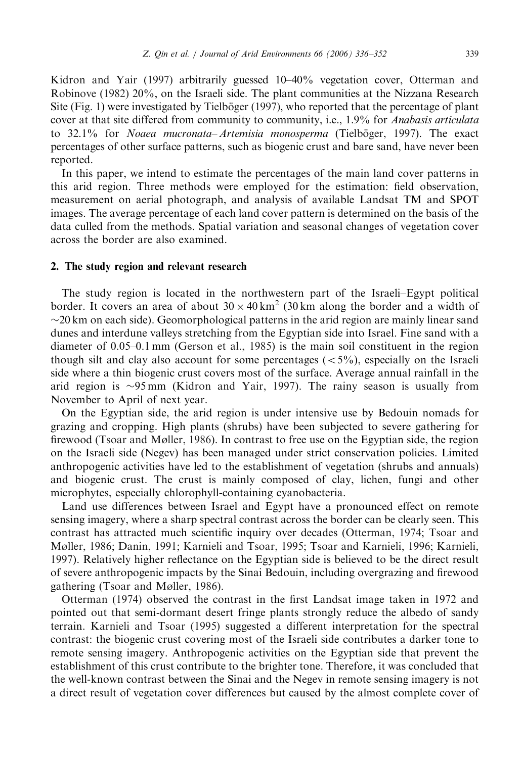Kidron and Yair (1997) arbitrarily guessed 10–40% vegetation cover, Otterman and Robinove (1982) 20%, on the Israeli side. The plant communities at the Nizzana Research Site (Fig. 1) were investigated by Tielbörger (1997), who reported that the percentage of plant cover at that site differed from community to community, i.e., 1.9% for *Anabasis articulata* to 32.1% for *Noaea mucronata–Artemisia monosperma* (Tielbörger, 1997). The exact percentages of other surface patterns, such as biogenic crust and bare sand, have never been reported.

In this paper, we intend to estimate the percentages of the main land cover patterns in this arid region. Three methods were employed for the estimation: field observation, measurement on aerial photograph, and analysis of available Landsat TM and SPOT images. The average percentage of each land cover pattern is determined on the basis of the data culled from the methods. Spatial variation and seasonal changes of vegetation cover across the border are also examined.

## 2. The study region and relevant research

The study region is located in the northwestern part of the Israeli–Egypt political border. It covers an area of about $30 \times 40\,\text{km}^2$ (30 km along the border and a width of $\sim$20 km on each side). Geomorphological patterns in the arid region are mainly linear sand dunes and interdune valleys stretching from the Egyptian side into Israel. Fine sand with a diameter of 0.05–0.1 mm (Gerson et al., 1985) is the main soil constituent in the region though silt and clay also account for some percentages ($<5\%$), especially on the Israeli side where a thin biogenic crust covers most of the surface. Average annual rainfall in the arid region is $\sim$95 mm (Kidron and Yair, 1997). The rainy season is usually from November to April of next year.

On the Egyptian side, the arid region is under intensive use by Bedouin nomads for grazing and cropping. High plants (shrubs) have been subjected to severe gathering for firewood (Tsoar and Møller, 1986). In contrast to free use on the Egyptian side, the region on the Israeli side (Negev) has been managed under strict conservation policies. Limited anthropogenic activities have led to the establishment of vegetation (shrubs and annuals) and biogenic crust. The crust is mainly composed of clay, lichen, fungi and other microphytes, especially chlorophyll-containing cyanobacteria.

Land use differences between Israel and Egypt have a pronounced effect on remote sensing imagery, where a sharp spectral contrast across the border can be clearly seen. This contrast has attracted much scientific inquiry over decades (Otterman, 1974; Tsoar and Møller, 1986; Danin, 1991; Karnieli and Tsoar, 1995; Tsoar and Karnieli, 1996; Karnieli, 1997). Relatively higher reflectance on the Egyptian side is believed to be the direct result of severe anthropogenic impacts by the Sinai Bedouin, including overgrazing and firewood gathering (Tsoar and Møller, 1986).

Otterman (1974) observed the contrast in the first Landsat image taken in 1972 and pointed out that semi-dormant desert fringe plants strongly reduce the albedo of sandy terrain. Karnieli and Tsoar (1995) suggested a different interpretation for the spectral contrast: the biogenic crust covering most of the Israeli side contributes a darker tone to remote sensing imagery. Anthropogenic activities on the Egyptian side that prevent the establishment of this crust contribute to the brighter tone. Therefore, it was concluded that the well-known contrast between the Sinai and the Negev in remote sensing imagery is not a direct result of vegetation cover differences but caused by the almost complete cover of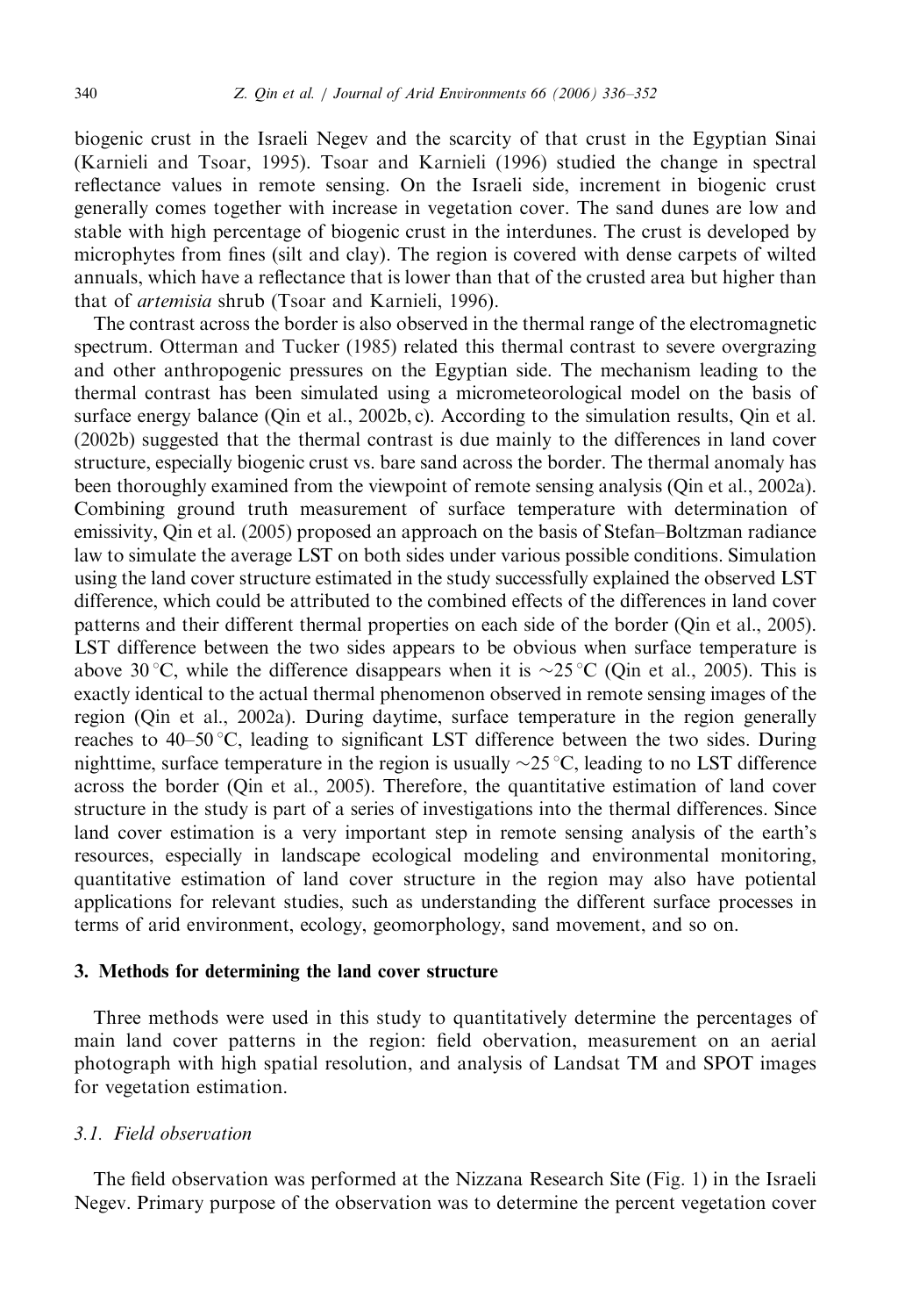biogenic crust in the Israeli Negev and the scarcity of that crust in the Egyptian Sinai (Karnieli and Tsoar, 1995). Tsoar and Karnieli (1996) studied the change in spectral reflectance values in remote sensing. On the Israeli side, increment in biogenic crust generally comes together with increase in vegetation cover. The sand dunes are low and stable with high percentage of biogenic crust in the interdunes. The crust is developed by microphytes from fines (silt and clay). The region is covered with dense carpets of wilted annuals, which have a reflectance that is lower than that of the crusted area but higher than that of *artemisia* shrub (Tsoar and Karnieli, 1996).

The contrast across the border is also observed in the thermal range of the electromagnetic spectrum. Otterman and Tucker (1985) related this thermal contrast to severe overgrazing and other anthropogenic pressures on the Egyptian side. The mechanism leading to the thermal contrast has been simulated using a micrometeorological model on the basis of surface energy balance (Qin et al., 2002b, c). According to the simulation results, Qin et al. (2002b) suggested that the thermal contrast is due mainly to the differences in land cover structure, especially biogenic crust vs. bare sand across the border. The thermal anomaly has been thoroughly examined from the viewpoint of remote sensing analysis (Qin et al., 2002a). Combining ground truth measurement of surface temperature with determination of emissivity, Qin et al. (2005) proposed an approach on the basis of Stefan–Boltzman radiance law to simulate the average LST on both sides under various possible conditions. Simulation using the land cover structure estimated in the study successfully explained the observed LST difference, which could be attributed to the combined effects of the differences in land cover patterns and their different thermal properties on each side of the border (Qin et al., 2005). LST difference between the two sides appears to be obvious when surface temperature is above 30 °C, while the difference disappears when it is ~25 °C (Qin et al., 2005). This is exactly identical to the actual thermal phenomenon observed in remote sensing images of the region (Qin et al., 2002a). During daytime, surface temperature in the region generally reaches to 40–50 °C, leading to significant LST difference between the two sides. During nighttime, surface temperature in the region is usually ~25 °C, leading to no LST difference across the border (Qin et al., 2005). Therefore, the quantitative estimation of land cover structure in the study is part of a series of investigations into the thermal differences. Since land cover estimation is a very important step in remote sensing analysis of the earth's resources, especially in landscape ecological modeling and environmental monitoring, quantitative estimation of land cover structure in the region may also have potiental applications for relevant studies, such as understanding the different surface processes in terms of arid environment, ecology, geomorphology, sand movement, and so on.

## 3. Methods for determining the land cover structure

Three methods were used in this study to quantitatively determine the percentages of main land cover patterns in the region: field obervation, measurement on an aerial photograph with high spatial resolution, and analysis of Landsat TM and SPOT images for vegetation estimation.

### 3.1. Field observation

The field observation was performed at the Nizzana Research Site (Fig. 1) in the Israeli Negev. Primary purpose of the observation was to determine the percent vegetation cover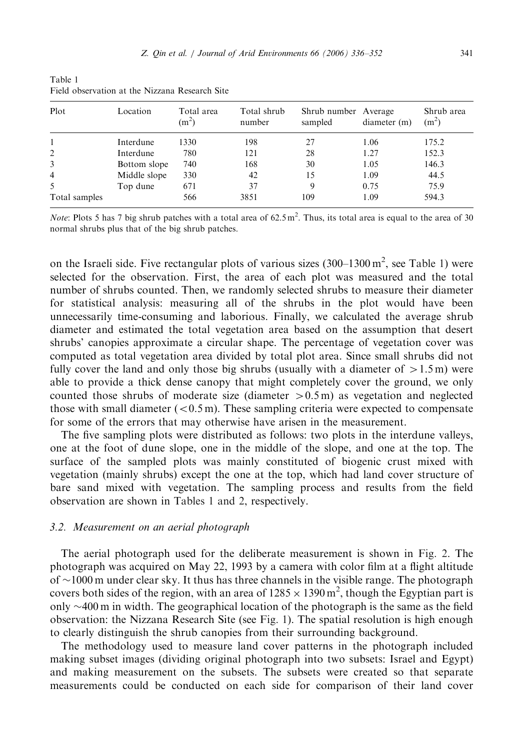Table 1
Field observation at the Nizzana Research Site

| Plot | Location | Total area ($m^2$) | Total shrub number | Shrub number sampled | Average diameter (m) | Shrub area ($m^2$) |
|---|---|---|---|---|---|---|
| 1 | Interdune | 1330 | 198 | 27 | 1.06 | 175.2 |
| 2 | Interdune | 780 | 121 | 28 | 1.27 | 152.3 |
| 3 | Bottom slope | 740 | 168 | 30 | 1.05 | 146.3 |
| 4 | Middle slope | 330 | 42 | 15 | 1.09 | 44.5 |
| 5 | Top dune | 671 | 37 | 9 | 0.75 | 75.9 |
| Total samples | | 566 | 3851 | 109 | 1.09 | 594.3 |

*Note*: Plots 5 has 7 big shrub patches with a total area of $62.5\,m^2$. Thus, its total area is equal to the area of 30 normal shrubs plus that of the big shrub patches.

on the Israeli side. Five rectangular plots of various sizes (300–1300 $m^2$, see Table 1) were selected for the observation. First, the area of each plot was measured and the total number of shrubs counted. Then, we randomly selected shrubs to measure their diameter for statistical analysis: measuring all of the shrubs in the plot would have been unnecessarily time-consuming and laborious. Finally, we calculated the average shrub diameter and estimated the total vegetation area based on the assumption that desert shrubs' canopies approximate a circular shape. The percentage of vegetation cover was computed as total vegetation area divided by total plot area. Since small shrubs did not fully cover the land and only those big shrubs (usually with a diameter of $>1.5$ m) were able to provide a thick dense canopy that might completely cover the ground, we only counted those shrubs of moderate size (diameter $>0.5$ m) as vegetation and neglected those with small diameter ($<0.5$ m). These sampling criteria were expected to compensate for some of the errors that may otherwise have arisen in the measurement.

The five sampling plots were distributed as follows: two plots in the interdune valleys, one at the foot of dune slope, one in the middle of the slope, and one at the top. The surface of the sampled plots was mainly constituted of biogenic crust mixed with vegetation (mainly shrubs) except the one at the top, which had land cover structure of bare sand mixed with vegetation. The sampling process and results from the field observation are shown in Tables 1 and 2, respectively.

### 3.2. Measurement on an aerial photograph

The aerial photograph used for the deliberate measurement is shown in Fig. 2. The photograph was acquired on May 22, 1993 by a camera with color film at a flight altitude of ~1000 m under clear sky. It thus has three channels in the visible range. The photograph covers both sides of the region, with an area of $1285 \times 1390\,m^2$, though the Egyptian part is only ~400 m in width. The geographical location of the photograph is the same as the field observation: the Nizzana Research Site (see Fig. 1). The spatial resolution is high enough to clearly distinguish the shrub canopies from their surrounding background.

The methodology used to measure land cover patterns in the photograph included making subset images (dividing original photograph into two subsets: Israel and Egypt) and making measurement on the subsets. The subsets were created so that separate measurements could be conducted on each side for comparison of their land cover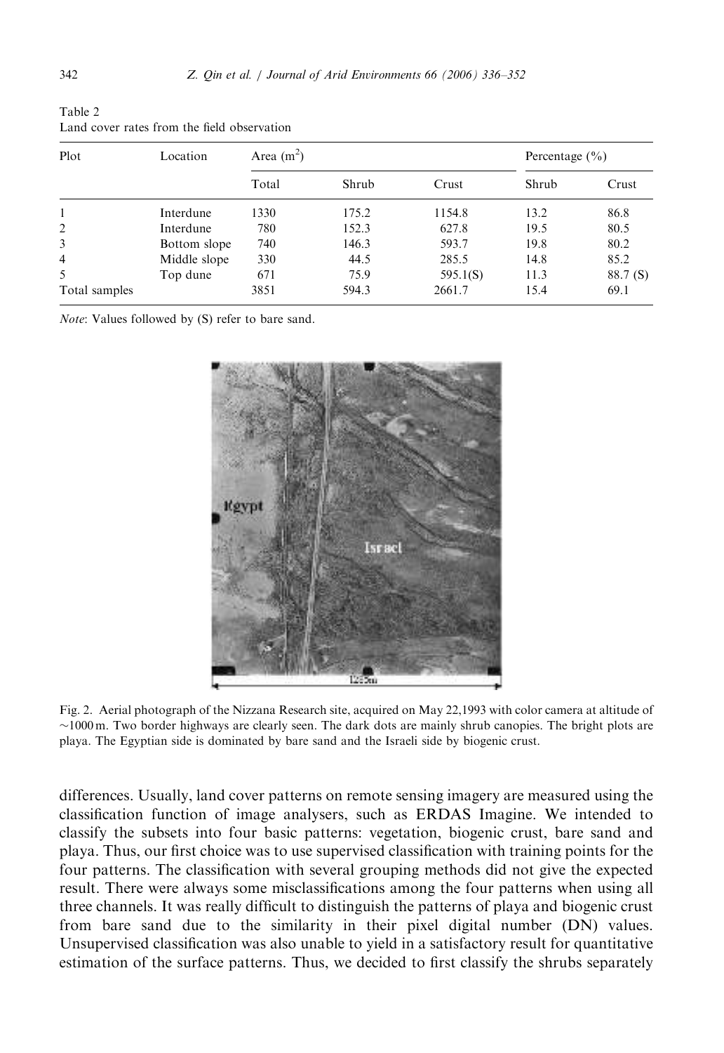Table 2
Land cover rates from the field observation

| Plot | Location | Area ($m^2$) | | | Percentage (%) | |
|---|---|---|---|---|---|---|
| | | Total | Shrub | Crust | Shrub | Crust |
| 1 | Interdune | 1330 | 175.2 | 1154.8 | 13.2 | 86.8 |
| 2 | Interdune | 780 | 152.3 | 627.8 | 19.5 | 80.5 |
| 3 | Bottom slope | 740 | 146.3 | 593.7 | 19.8 | 80.2 |
| 4 | Middle slope | 330 | 44.5 | 285.5 | 14.8 | 85.2 |
| 5 | Top dune | 671 | 75.9 | 595.1(S) | 11.3 | 88.7 (S) |
| Total samples | | 3851 | 594.3 | 2661.7 | 15.4 | 69.1 |

*Note*: Values followed by (S) refer to bare sand.

Fig. 2. Aerial photograph of the Nizzana Research site, acquired on May 22,1993 with color camera at altitude of ~1000 m. Two border highways are clearly seen. The dark dots are mainly shrub canopies. The bright plots are playa. The Egyptian side is dominated by bare sand and the Israeli side by biogenic crust.

differences. Usually, land cover patterns on remote sensing imagery are measured using the classification function of image analysers, such as ERDAS Imagine. We intended to classify the subsets into four basic patterns: vegetation, biogenic crust, bare sand and playa. Thus, our first choice was to use supervised classification with training points for the four patterns. The classification with several grouping methods did not give the expected result. There were always some misclassifications among the four patterns when using all three channels. It was really difficult to distinguish the patterns of playa and biogenic crust from bare sand due to the similarity in their pixel digital number (DN) values. Unsupervised classification was also unable to yield in a satisfactory result for quantitative estimation of the surface patterns. Thus, we decided to first classify the shrubs separately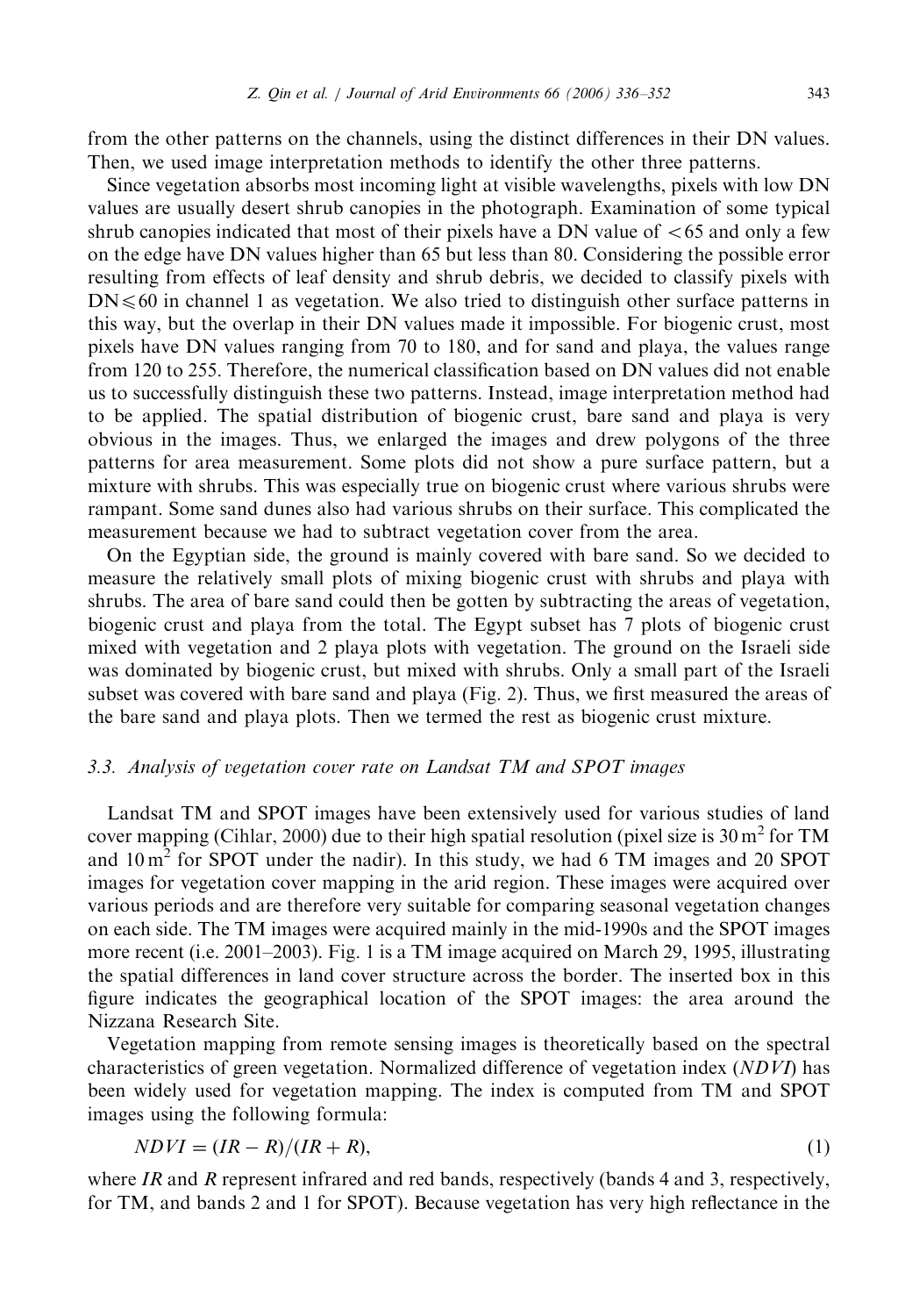from the other patterns on the channels, using the distinct differences in their DN values. Then, we used image interpretation methods to identify the other three patterns.

Since vegetation absorbs most incoming light at visible wavelengths, pixels with low DN values are usually desert shrub canopies in the photograph. Examination of some typical shrub canopies indicated that most of their pixels have a DN value of $<65$ and only a few on the edge have DN values higher than 65 but less than 80. Considering the possible error resulting from effects of leaf density and shrub debris, we decided to classify pixels with $DN \leqslant 60$ in channel 1 as vegetation. We also tried to distinguish other surface patterns in this way, but the overlap in their DN values made it impossible. For biogenic crust, most pixels have DN values ranging from 70 to 180, and for sand and playa, the values range from 120 to 255. Therefore, the numerical classification based on DN values did not enable us to successfully distinguish these two patterns. Instead, image interpretation method had to be applied. The spatial distribution of biogenic crust, bare sand and playa is very obvious in the images. Thus, we enlarged the images and drew polygons of the three patterns for area measurement. Some plots did not show a pure surface pattern, but a mixture with shrubs. This was especially true on biogenic crust where various shrubs were rampant. Some sand dunes also had various shrubs on their surface. This complicated the measurement because we had to subtract vegetation cover from the area.

On the Egyptian side, the ground is mainly covered with bare sand. So we decided to measure the relatively small plots of mixing biogenic crust with shrubs and playa with shrubs. The area of bare sand could then be gotten by subtracting the areas of vegetation, biogenic crust and playa from the total. The Egypt subset has 7 plots of biogenic crust mixed with vegetation and 2 playa plots with vegetation. The ground on the Israeli side was dominated by biogenic crust, but mixed with shrubs. Only a small part of the Israeli subset was covered with bare sand and playa (Fig. 2). Thus, we first measured the areas of the bare sand and playa plots. Then we termed the rest as biogenic crust mixture.

### 3.3. Analysis of vegetation cover rate on Landsat TM and SPOT images

Landsat TM and SPOT images have been extensively used for various studies of land cover mapping (Cihlar, 2000) due to their high spatial resolution (pixel size is $30\,m^2$ for TM and $10\,m^2$ for SPOT under the nadir). In this study, we had 6 TM images and 20 SPOT images for vegetation cover mapping in the arid region. These images were acquired over various periods and are therefore very suitable for comparing seasonal vegetation changes on each side. The TM images were acquired mainly in the mid-1990s and the SPOT images more recent (i.e. 2001–2003). Fig. 1 is a TM image acquired on March 29, 1995, illustrating the spatial differences in land cover structure across the border. The inserted box in this figure indicates the geographical location of the SPOT images: the area around the Nizzana Research Site.

Vegetation mapping from remote sensing images is theoretically based on the spectral characteristics of green vegetation. Normalized difference of vegetation index (*NDVI*) has been widely used for vegetation mapping. The index is computed from TM and SPOT images using the following formula:

$$NDVI = (IR - R)/(IR + R), \tag{1}$$

where *IR* and *R* represent infrared and red bands, respectively (bands 4 and 3, respectively, for TM, and bands 2 and 1 for SPOT). Because vegetation has very high reflectance in the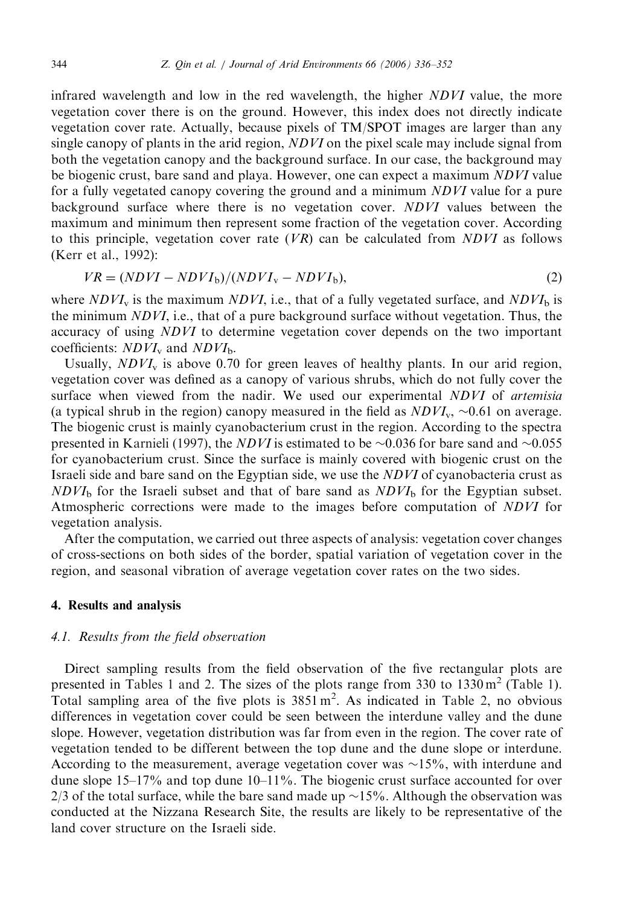infrared wavelength and low in the red wavelength, the higher $NDVI$ value, the more vegetation cover there is on the ground. However, this index does not directly indicate vegetation cover rate. Actually, because pixels of TM/SPOT images are larger than any single canopy of plants in the arid region, $NDVI$ on the pixel scale may include signal from both the vegetation canopy and the background surface. In our case, the background may be biogenic crust, bare sand and playa. However, one can expect a maximum $NDVI$ value for a fully vegetated canopy covering the ground and a minimum $NDVI$ value for a pure background surface where there is no vegetation cover. $NDVI$ values between the maximum and minimum then represent some fraction of the vegetation cover. According to this principle, vegetation cover rate ($VR$) can be calculated from $NDVI$ as follows (Kerr et al., 1992):

$$VR = (NDVI - NDVI_b)/(NDVI_v - NDVI_b), \tag{2}$$

where $NDVI_v$ is the maximum $NDVI$, i.e., that of a fully vegetated surface, and $NDVI_b$ is the minimum $NDVI$, i.e., that of a pure background surface without vegetation. Thus, the accuracy of using $NDVI$ to determine vegetation cover depends on the two important coefficients: $NDVI_v$ and $NDVI_b$.

Usually, $NDVI_v$ is above 0.70 for green leaves of healthy plants. In our arid region, vegetation cover was defined as a canopy of various shrubs, which do not fully cover the surface when viewed from the nadir. We used our experimental $NDVI$ of *artemisia* (a typical shrub in the region) canopy measured in the field as $NDVI_v$, ~0.61 on average. The biogenic crust is mainly cyanobacterium crust in the region. According to the spectra presented in Karnieli (1997), the $NDVI$ is estimated to be ~0.036 for bare sand and ~0.055 for cyanobacterium crust. Since the surface is mainly covered with biogenic crust on the Israeli side and bare sand on the Egyptian side, we use the $NDVI$ of cyanobacteria crust as $NDVI_b$ for the Israeli subset and that of bare sand as $NDVI_b$ for the Egyptian subset. Atmospheric corrections were made to the images before computation of $NDVI$ for vegetation analysis.

After the computation, we carried out three aspects of analysis: vegetation cover changes of cross-sections on both sides of the border, spatial variation of vegetation cover in the region, and seasonal vibration of average vegetation cover rates on the two sides.

## 4. Results and analysis

### 4.1. Results from the field observation

Direct sampling results from the field observation of the five rectangular plots are presented in Tables 1 and 2. The sizes of the plots range from 330 to 1330 $m^2$ (Table 1). Total sampling area of the five plots is 3851 $m^2$. As indicated in Table 2, no obvious differences in vegetation cover could be seen between the interdune valley and the dune slope. However, vegetation distribution was far from even in the region. The cover rate of vegetation tended to be different between the top dune and the dune slope or interdune. According to the measurement, average vegetation cover was ~15%, with interdune and dune slope 15–17% and top dune 10–11%. The biogenic crust surface accounted for over 2/3 of the total surface, while the bare sand made up ~15%. Although the observation was conducted at the Nizzana Research Site, the results are likely to be representative of the land cover structure on the Israeli side.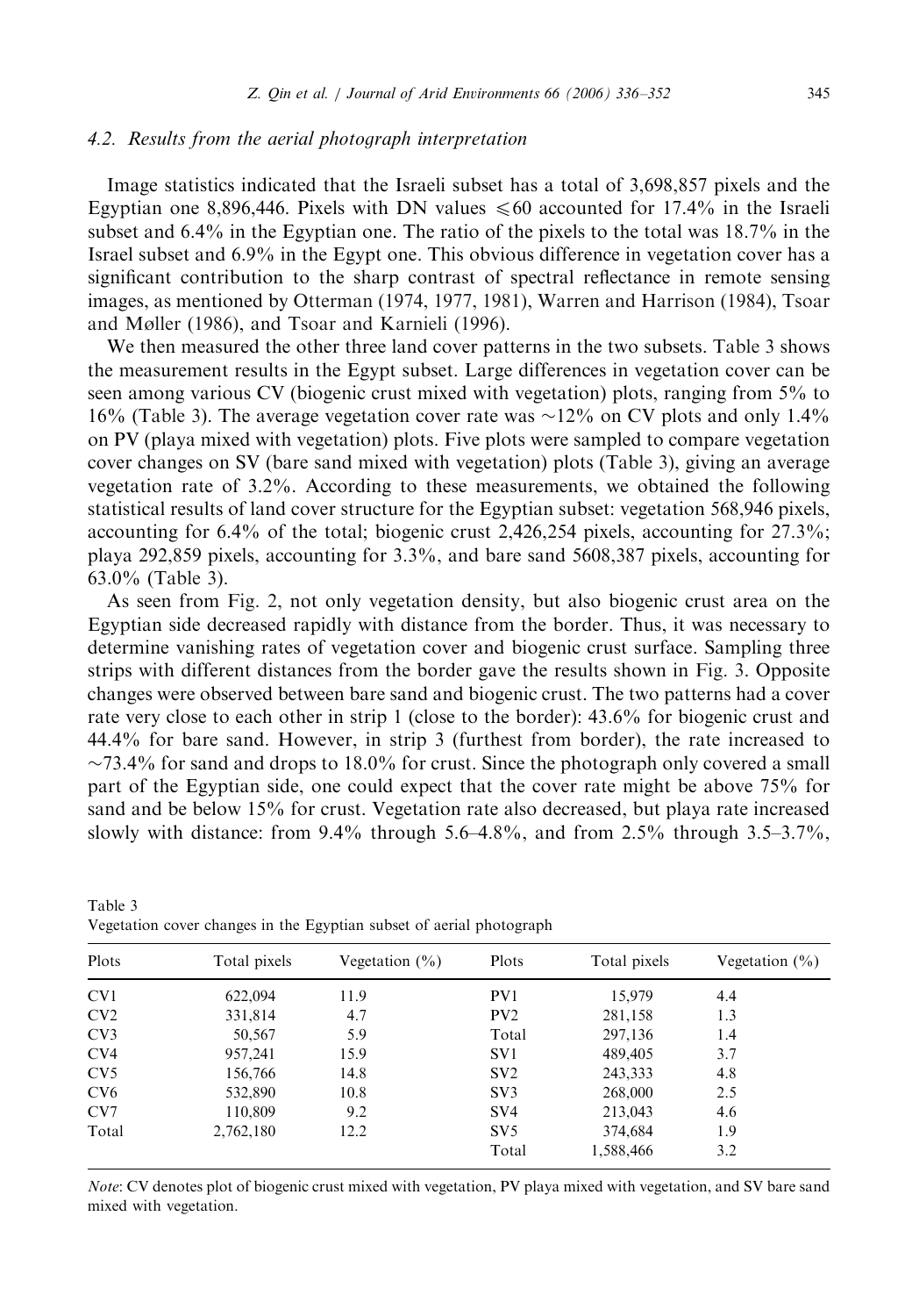### 4.2. Results from the aerial photograph interpretation

Image statistics indicated that the Israeli subset has a total of 3,698,857 pixels and the Egyptian one 8,896,446. Pixels with DN values $\leqslant 60$ accounted for 17.4% in the Israeli subset and 6.4% in the Egyptian one. The ratio of the pixels to the total was 18.7% in the Israel subset and 6.9% in the Egypt one. This obvious difference in vegetation cover has a significant contribution to the sharp contrast of spectral reflectance in remote sensing images, as mentioned by Otterman (1974, 1977, 1981), Warren and Harrison (1984), Tsoar and Møller (1986), and Tsoar and Karnieli (1996).

We then measured the other three land cover patterns in the two subsets. Table 3 shows the measurement results in the Egypt subset. Large differences in vegetation cover can be seen among various CV (biogenic crust mixed with vegetation) plots, ranging from 5% to 16% (Table 3). The average vegetation cover rate was ~12% on CV plots and only 1.4% on PV (playa mixed with vegetation) plots. Five plots were sampled to compare vegetation cover changes on SV (bare sand mixed with vegetation) plots (Table 3), giving an average vegetation rate of 3.2%. According to these measurements, we obtained the following statistical results of land cover structure for the Egyptian subset: vegetation 568,946 pixels, accounting for 6.4% of the total; biogenic crust 2,426,254 pixels, accounting for 27.3%; playa 292,859 pixels, accounting for 3.3%, and bare sand 5608,387 pixels, accounting for 63.0% (Table 3).

As seen from Fig. 2, not only vegetation density, but also biogenic crust area on the Egyptian side decreased rapidly with distance from the border. Thus, it was necessary to determine vanishing rates of vegetation cover and biogenic crust surface. Sampling three strips with different distances from the border gave the results shown in Fig. 3. Opposite changes were observed between bare sand and biogenic crust. The two patterns had a cover rate very close to each other in strip 1 (close to the border): 43.6% for biogenic crust and 44.4% for bare sand. However, in strip 3 (furthest from border), the rate increased to ~73.4% for sand and drops to 18.0% for crust. Since the photograph only covered a small part of the Egyptian side, one could expect that the cover rate might be above 75% for sand and be below 15% for crust. Vegetation rate also decreased, but playa rate increased slowly with distance: from 9.4% through 5.6–4.8%, and from 2.5% through 3.5–3.7%,

Table 3
Vegetation cover changes in the Egyptian subset of aerial photograph

| Plots | Total pixels | Vegetation (%) | Plots | Total pixels | Vegetation (%) |
|---|---|---|---|---|---|
| CV1 | 622,094 | 11.9 | PV1 | 15,979 | 4.4 |
| CV2 | 331,814 | 4.7 | PV2 | 281,158 | 1.3 |
| CV3 | 50,567 | 5.9 | Total | 297,136 | 1.4 |
| CV4 | 957,241 | 15.9 | SV1 | 489,405 | 3.7 |
| CV5 | 156,766 | 14.8 | SV2 | 243,333 | 4.8 |
| CV6 | 532,890 | 10.8 | SV3 | 268,000 | 2.5 |
| CV7 | 110,809 | 9.2 | SV4 | 213,043 | 4.6 |
| Total | 2,762,180 | 12.2 | SV5 | 374,684 | 1.9 |
| | | | Total | 1,588,466 | 3.2 |

*Note*: CV denotes plot of biogenic crust mixed with vegetation, PV playa mixed with vegetation, and SV bare sand mixed with vegetation.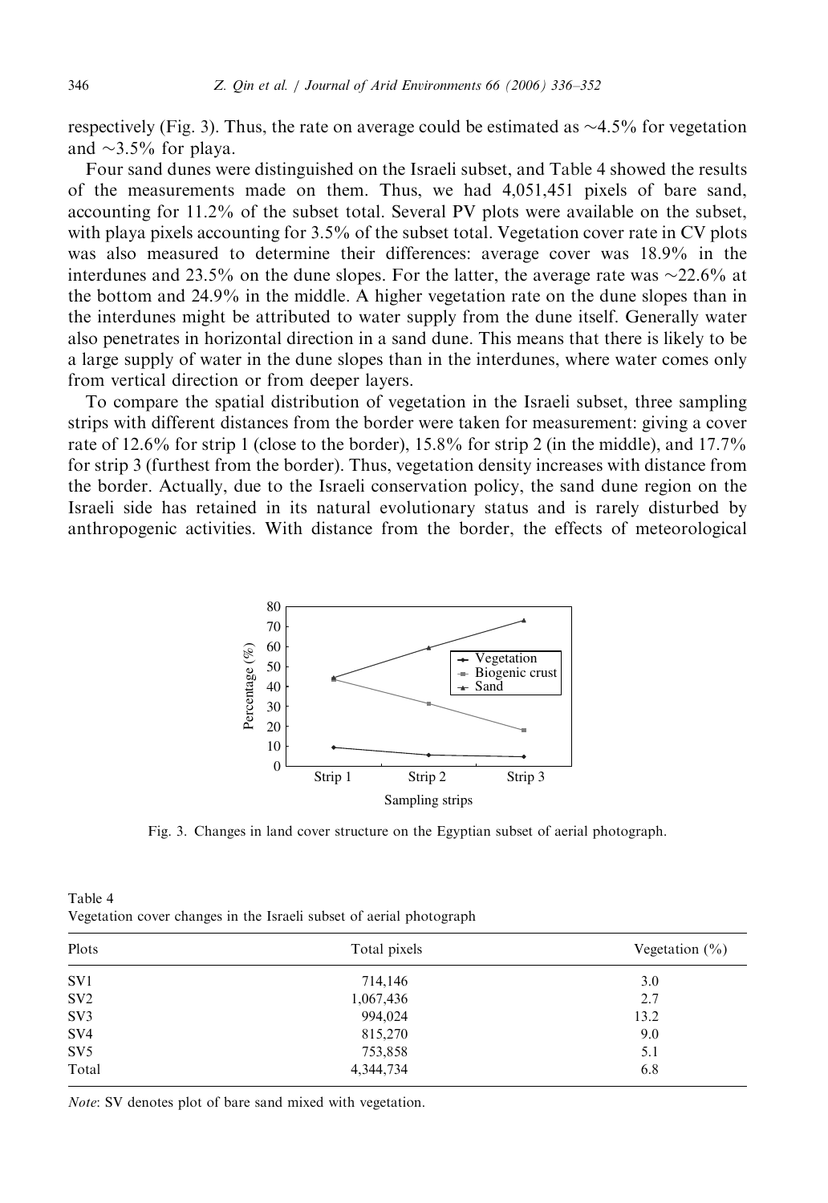respectively (Fig. 3). Thus, the rate on average could be estimated as ~4.5% for vegetation and ~3.5% for playa.

Four sand dunes were distinguished on the Israeli subset, and Table 4 showed the results of the measurements made on them. Thus, we had 4,051,451 pixels of bare sand, accounting for 11.2% of the subset total. Several PV plots were available on the subset, with playa pixels accounting for 3.5% of the subset total. Vegetation cover rate in CV plots was also measured to determine their differences: average cover was 18.9% in the interdunes and 23.5% on the dune slopes. For the latter, the average rate was ~22.6% at the bottom and 24.9% in the middle. A higher vegetation rate on the dune slopes than in the interdunes might be attributed to water supply from the dune itself. Generally water also penetrates in horizontal direction in a sand dune. This means that there is likely to be a large supply of water in the dune slopes than in the interdunes, where water comes only from vertical direction or from deeper layers.

To compare the spatial distribution of vegetation in the Israeli subset, three sampling strips with different distances from the border were taken for measurement: giving a cover rate of 12.6% for strip 1 (close to the border), 15.8% for strip 2 (in the middle), and 17.7% for strip 3 (furthest from the border). Thus, vegetation density increases with distance from the border. Actually, due to the Israeli conservation policy, the sand dune region on the Israeli side has retained in its natural evolutionary status and is rarely disturbed by anthropogenic activities. With distance from the border, the effects of meteorological

Fig. 3. Changes in land cover structure on the Egyptian subset of aerial photograph.

Table 4
Vegetation cover changes in the Israeli subset of aerial photograph

| Plots | Total pixels | Vegetation (%) |
|---|---|---|
| SV1 | 714,146 | 3.0 |
| SV2 | 1,067,436 | 2.7 |
| SV3 | 994,024 | 13.2 |
| SV4 | 815,270 | 9.0 |
| SV5 | 753,858 | 5.1 |
| Total | 4,344,734 | 6.8 |

*Note*: SV denotes plot of bare sand mixed with vegetation.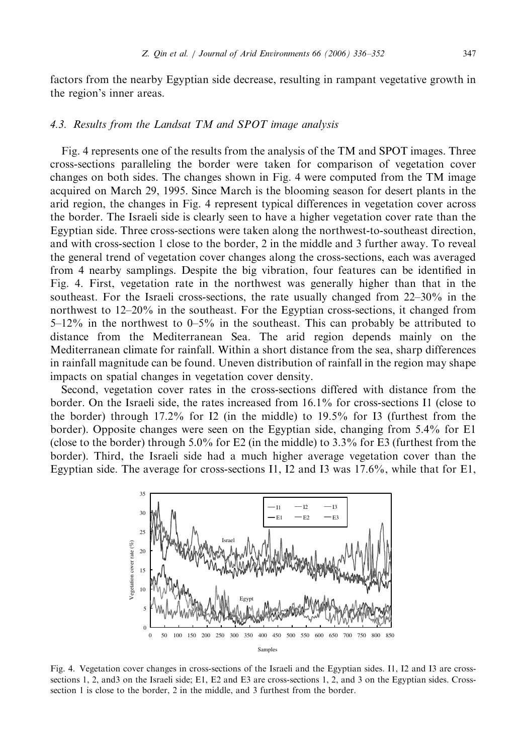factors from the nearby Egyptian side decrease, resulting in rampant vegetative growth in the region's inner areas.

### 4.3. Results from the Landsat TM and SPOT image analysis

Fig. 4 represents one of the results from the analysis of the TM and SPOT images. Three cross-sections paralleling the border were taken for comparison of vegetation cover changes on both sides. The changes shown in Fig. 4 were computed from the TM image acquired on March 29, 1995. Since March is the blooming season for desert plants in the arid region, the changes in Fig. 4 represent typical differences in vegetation cover across the border. The Israeli side is clearly seen to have a higher vegetation cover rate than the Egyptian side. Three cross-sections were taken along the northwest-to-southeast direction, and with cross-section 1 close to the border, 2 in the middle and 3 further away. To reveal the general trend of vegetation cover changes along the cross-sections, each was averaged from 4 nearby samplings. Despite the big vibration, four features can be identified in Fig. 4. First, vegetation rate in the northwest was generally higher than that in the southeast. For the Israeli cross-sections, the rate usually changed from 22–30% in the northwest to 12–20% in the southeast. For the Egyptian cross-sections, it changed from 5–12% in the northwest to 0–5% in the southeast. This can probably be attributed to distance from the Mediterranean Sea. The arid region depends mainly on the Mediterranean climate for rainfall. Within a short distance from the sea, sharp differences in rainfall magnitude can be found. Uneven distribution of rainfall in the region may shape impacts on spatial changes in vegetation cover density.

Second, vegetation cover rates in the cross-sections differed with distance from the border. On the Israeli side, the rates increased from 16.1% for cross-sections I1 (close to the border) through 17.2% for I2 (in the middle) to 19.5% for I3 (furthest from the border). Opposite changes were seen on the Egyptian side, changing from 5.4% for E1 (close to the border) through 5.0% for E2 (in the middle) to 3.3% for E3 (furthest from the border). Third, the Israeli side had a much higher average vegetation cover than the Egyptian side. The average for cross-sections I1, I2 and I3 was 17.6%, while that for E1,

Fig. 4. Vegetation cover changes in cross-sections of the Israeli and the Egyptian sides. I1, I2 and I3 are cross-sections 1, 2, and3 on the Israeli side; E1, E2 and E3 are cross-sections 1, 2, and 3 on the Egyptian sides. Cross-section 1 is close to the border, 2 in the middle, and 3 furthest from the border.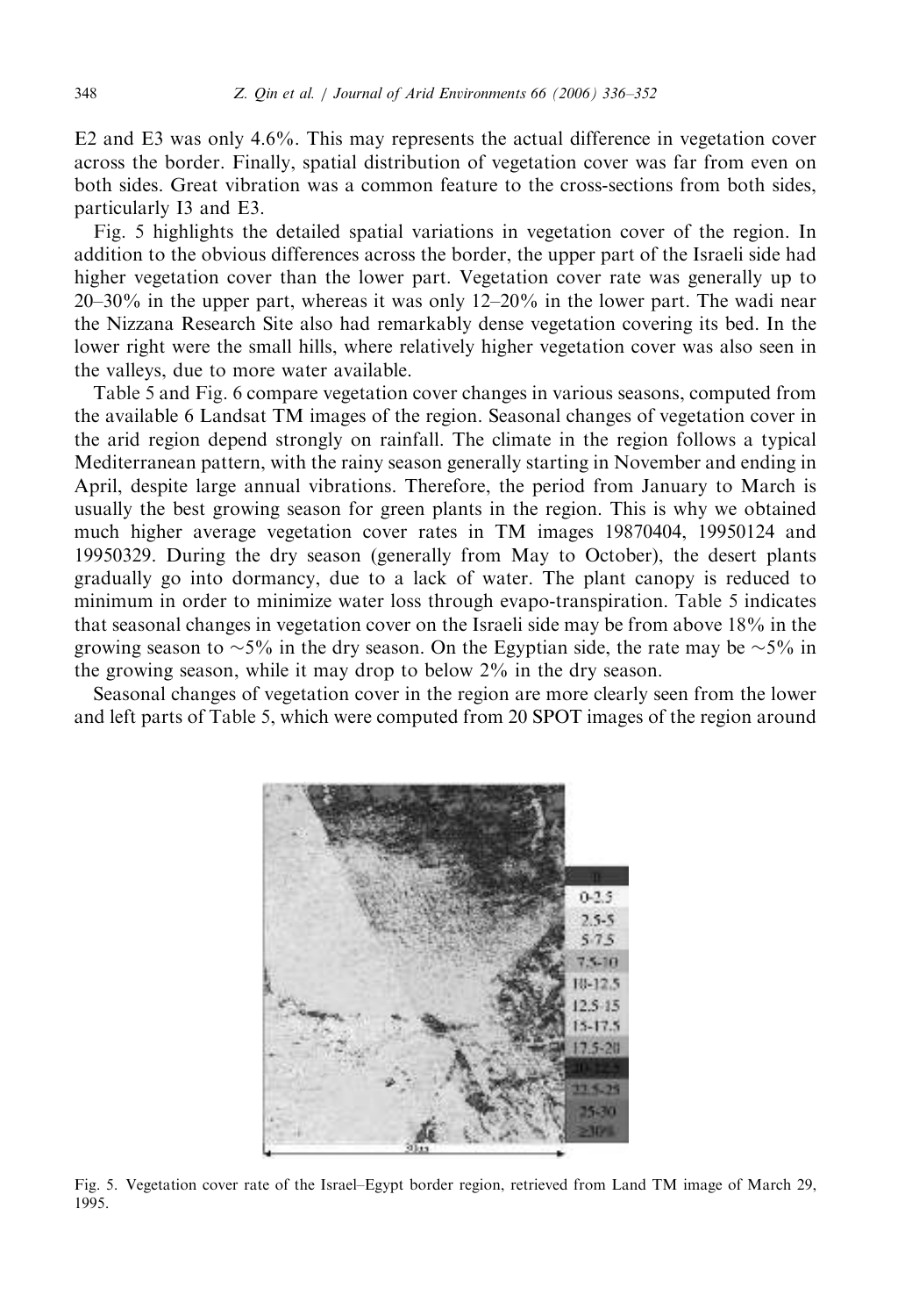E2 and E3 was only 4.6%. This may represents the actual difference in vegetation cover across the border. Finally, spatial distribution of vegetation cover was far from even on both sides. Great vibration was a common feature to the cross-sections from both sides, particularly I3 and E3.

Fig. 5 highlights the detailed spatial variations in vegetation cover of the region. In addition to the obvious differences across the border, the upper part of the Israeli side had higher vegetation cover than the lower part. Vegetation cover rate was generally up to 20–30% in the upper part, whereas it was only 12–20% in the lower part. The wadi near the Nizzana Research Site also had remarkably dense vegetation covering its bed. In the lower right were the small hills, where relatively higher vegetation cover was also seen in the valleys, due to more water available.

Table 5 and Fig. 6 compare vegetation cover changes in various seasons, computed from the available 6 Landsat TM images of the region. Seasonal changes of vegetation cover in the arid region depend strongly on rainfall. The climate in the region follows a typical Mediterranean pattern, with the rainy season generally starting in November and ending in April, despite large annual vibrations. Therefore, the period from January to March is usually the best growing season for green plants in the region. This is why we obtained much higher average vegetation cover rates in TM images 19870404, 19950124 and 19950329. During the dry season (generally from May to October), the desert plants gradually go into dormancy, due to a lack of water. The plant canopy is reduced to minimum in order to minimize water loss through evapo-transpiration. Table 5 indicates that seasonal changes in vegetation cover on the Israeli side may be from above 18% in the growing season to ~5% in the dry season. On the Egyptian side, the rate may be ~5% in the growing season, while it may drop to below 2% in the dry season.

Seasonal changes of vegetation cover in the region are more clearly seen from the lower and left parts of Table 5, which were computed from 20 SPOT images of the region around

Fig. 5. Vegetation cover rate of the Israel–Egypt border region, retrieved from Land TM image of March 29, 1995.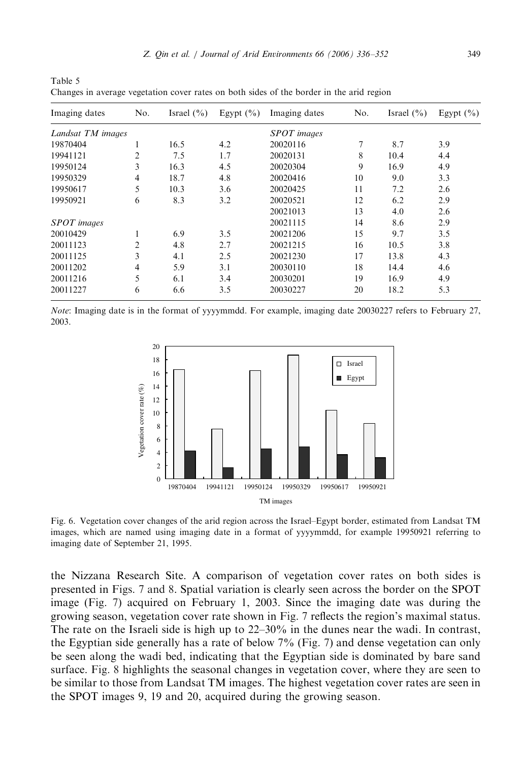Table 5
Changes in average vegetation cover rates on both sides of the border in the arid region

| Imaging dates | No. | Israel (%) | Egypt (%) | Imaging dates | No. | Israel (%) | Egypt (%) |
|---|---|---|---|---|---|---|---|
| *Landsat TM images* | | | | *SPOT images* | | | |
| 19870404 | 1 | 16.5 | 4.2 | 20020116 | 7 | 8.7 | 3.9 |
| 19941121 | 2 | 7.5 | 1.7 | 20020131 | 8 | 10.4 | 4.4 |
| 19950124 | 3 | 16.3 | 4.5 | 20020304 | 9 | 16.9 | 4.9 |
| 19950329 | 4 | 18.7 | 4.8 | 20020416 | 10 | 9.0 | 3.3 |
| 19950617 | 5 | 10.3 | 3.6 | 20020425 | 11 | 7.2 | 2.6 |
| 19950921 | 6 | 8.3 | 3.2 | 20020521 | 12 | 6.2 | 2.9 |
| | | | | 20021013 | 13 | 4.0 | 2.6 |
| *SPOT images* | | | | 20021115 | 14 | 8.6 | 2.9 |
| 20010429 | 1 | 6.9 | 3.5 | 20021206 | 15 | 9.7 | 3.5 |
| 20011123 | 2 | 4.8 | 2.7 | 20021215 | 16 | 10.5 | 3.8 |
| 20011125 | 3 | 4.1 | 2.5 | 20021230 | 17 | 13.8 | 4.3 |
| 20011202 | 4 | 5.9 | 3.1 | 20030110 | 18 | 14.4 | 4.6 |
| 20011216 | 5 | 6.1 | 3.4 | 20030201 | 19 | 16.9 | 4.9 |
| 20011227 | 6 | 6.6 | 3.5 | 20030227 | 20 | 18.2 | 5.3 |

*Note*: Imaging date is in the format of yyyymmdd. For example, imaging date 20030227 refers to February 27, 2003.

Fig. 6. Vegetation cover changes of the arid region across the Israel–Egypt border, estimated from Landsat TM images, which are named using imaging date in a format of yyyymmdd, for example 19950921 referring to imaging date of September 21, 1995.

the Nizzana Research Site. A comparison of vegetation cover rates on both sides is presented in Figs. 7 and 8. Spatial variation is clearly seen across the border on the SPOT image (Fig. 7) acquired on February 1, 2003. Since the imaging date was during the growing season, vegetation cover rate shown in Fig. 7 reflects the region's maximal status. The rate on the Israeli side is high up to 22–30% in the dunes near the wadi. In contrast, the Egyptian side generally has a rate of below 7% (Fig. 7) and dense vegetation can only be seen along the wadi bed, indicating that the Egyptian side is dominated by bare sand surface. Fig. 8 highlights the seasonal changes in vegetation cover, where they are seen to be similar to those from Landsat TM images. The highest vegetation cover rates are seen in the SPOT images 9, 19 and 20, acquired during the growing season.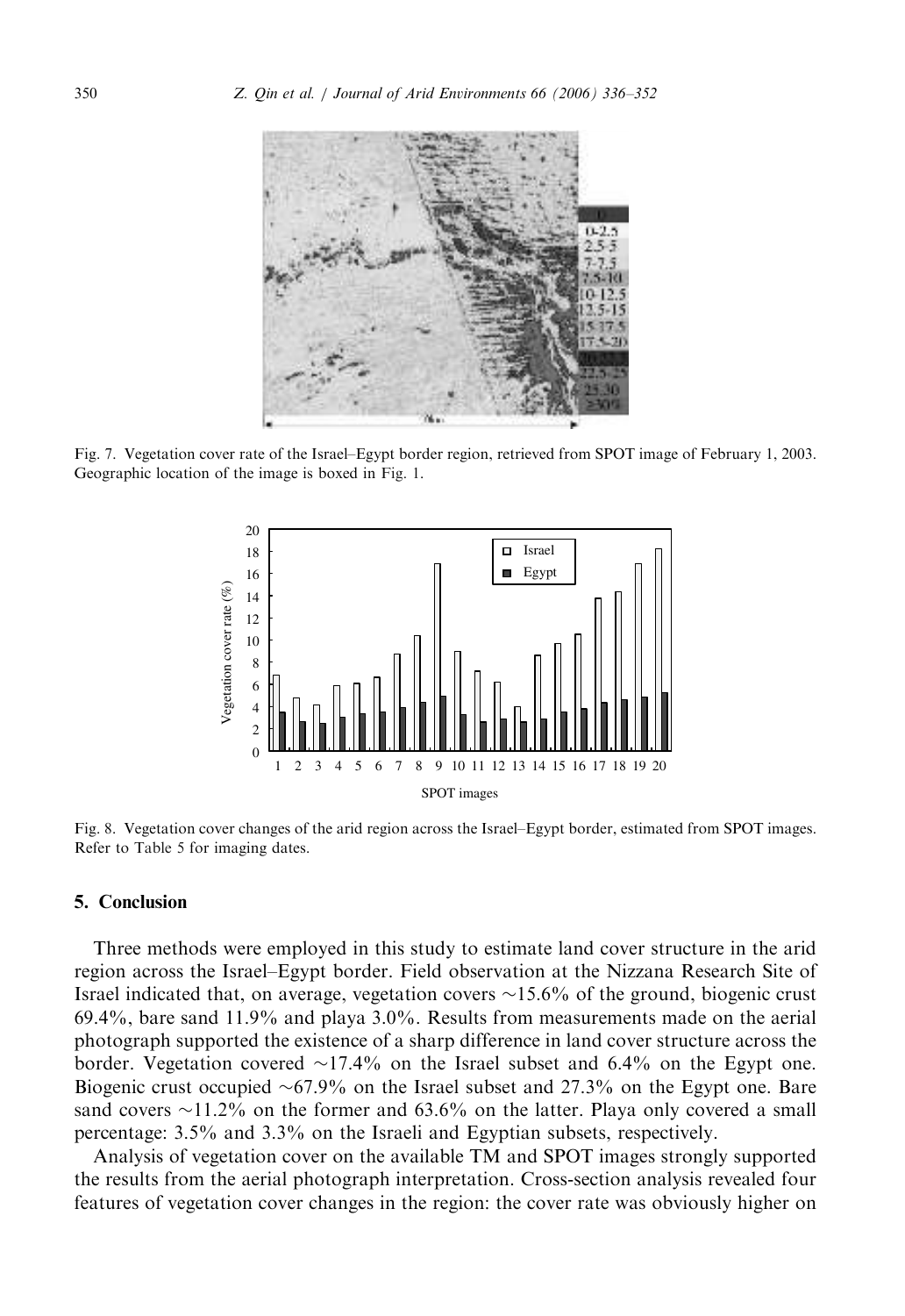Fig. 7. Vegetation cover rate of the Israel–Egypt border region, retrieved from SPOT image of February 1, 2003. Geographic location of the image is boxed in Fig. 1.

Fig. 8. Vegetation cover changes of the arid region across the Israel–Egypt border, estimated from SPOT images. Refer to Table 5 for imaging dates.

## 5. Conclusion

Three methods were employed in this study to estimate land cover structure in the arid region across the Israel–Egypt border. Field observation at the Nizzana Research Site of Israel indicated that, on average, vegetation covers ~15.6% of the ground, biogenic crust 69.4%, bare sand 11.9% and playa 3.0%. Results from measurements made on the aerial photograph supported the existence of a sharp difference in land cover structure across the border. Vegetation covered ~17.4% on the Israel subset and 6.4% on the Egypt one. Biogenic crust occupied ~67.9% on the Israel subset and 27.3% on the Egypt one. Bare sand covers ~11.2% on the former and 63.6% on the latter. Playa only covered a small percentage: 3.5% and 3.3% on the Israeli and Egyptian subsets, respectively.

Analysis of vegetation cover on the available TM and SPOT images strongly supported the results from the aerial photograph interpretation. Cross-section analysis revealed four features of vegetation cover changes in the region: the cover rate was obviously higher on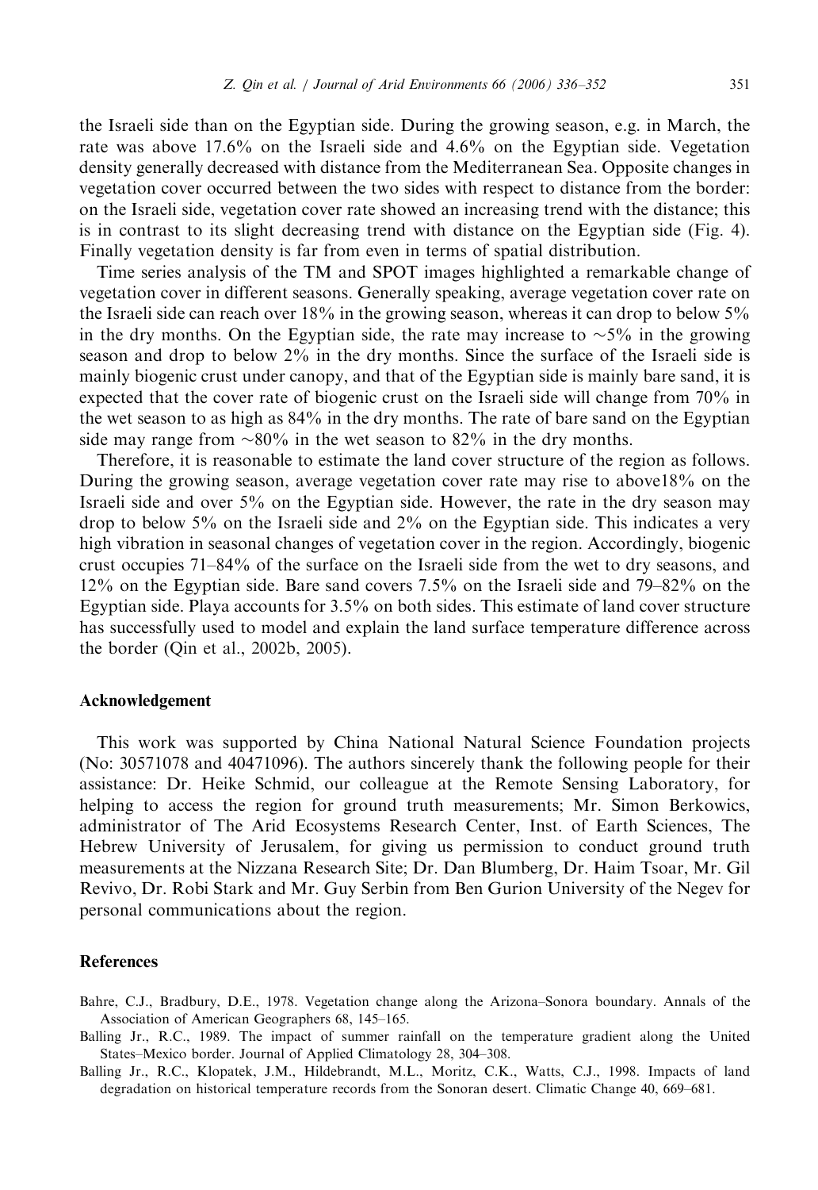the Israeli side than on the Egyptian side. During the growing season, e.g. in March, the rate was above 17.6% on the Israeli side and 4.6% on the Egyptian side. Vegetation density generally decreased with distance from the Mediterranean Sea. Opposite changes in vegetation cover occurred between the two sides with respect to distance from the border: on the Israeli side, vegetation cover rate showed an increasing trend with the distance; this is in contrast to its slight decreasing trend with distance on the Egyptian side (Fig. 4). Finally vegetation density is far from even in terms of spatial distribution.

Time series analysis of the TM and SPOT images highlighted a remarkable change of vegetation cover in different seasons. Generally speaking, average vegetation cover rate on the Israeli side can reach over 18% in the growing season, whereas it can drop to below 5% in the dry months. On the Egyptian side, the rate may increase to ~5% in the growing season and drop to below 2% in the dry months. Since the surface of the Israeli side is mainly biogenic crust under canopy, and that of the Egyptian side is mainly bare sand, it is expected that the cover rate of biogenic crust on the Israeli side will change from 70% in the wet season to as high as 84% in the dry months. The rate of bare sand on the Egyptian side may range from ~80% in the wet season to 82% in the dry months.

Therefore, it is reasonable to estimate the land cover structure of the region as follows. During the growing season, average vegetation cover rate may rise to above18% on the Israeli side and over 5% on the Egyptian side. However, the rate in the dry season may drop to below 5% on the Israeli side and 2% on the Egyptian side. This indicates a very high vibration in seasonal changes of vegetation cover in the region. Accordingly, biogenic crust occupies 71–84% of the surface on the Israeli side from the wet to dry seasons, and 12% on the Egyptian side. Bare sand covers 7.5% on the Israeli side and 79–82% on the Egyptian side. Playa accounts for 3.5% on both sides. This estimate of land cover structure has successfully used to model and explain the land surface temperature difference across the border (Qin et al., 2002b, 2005).

## Acknowledgement

This work was supported by China National Natural Science Foundation projects (No: 30571078 and 40471096). The authors sincerely thank the following people for their assistance: Dr. Heike Schmid, our colleague at the Remote Sensing Laboratory, for helping to access the region for ground truth measurements; Mr. Simon Berkowics, administrator of The Arid Ecosystems Research Center, Inst. of Earth Sciences, The Hebrew University of Jerusalem, for giving us permission to conduct ground truth measurements at the Nizzana Research Site; Dr. Dan Blumberg, Dr. Haim Tsoar, Mr. Gil Revivo, Dr. Robi Stark and Mr. Guy Serbin from Ben Gurion University of the Negev for personal communications about the region.

## References

Bahre, C.J., Bradbury, D.E., 1978. Vegetation change along the Arizona–Sonora boundary. Annals of the Association of American Geographers 68, 145–165.

Balling Jr., R.C., 1989. The impact of summer rainfall on the temperature gradient along the United States–Mexico border. Journal of Applied Climatology 28, 304–308.

Balling Jr., R.C., Klopatek, J.M., Hildebrandt, M.L., Moritz, C.K., Watts, C.J., 1998. Impacts of land degradation on historical temperature records from the Sonoran desert. Climatic Change 40, 669–681.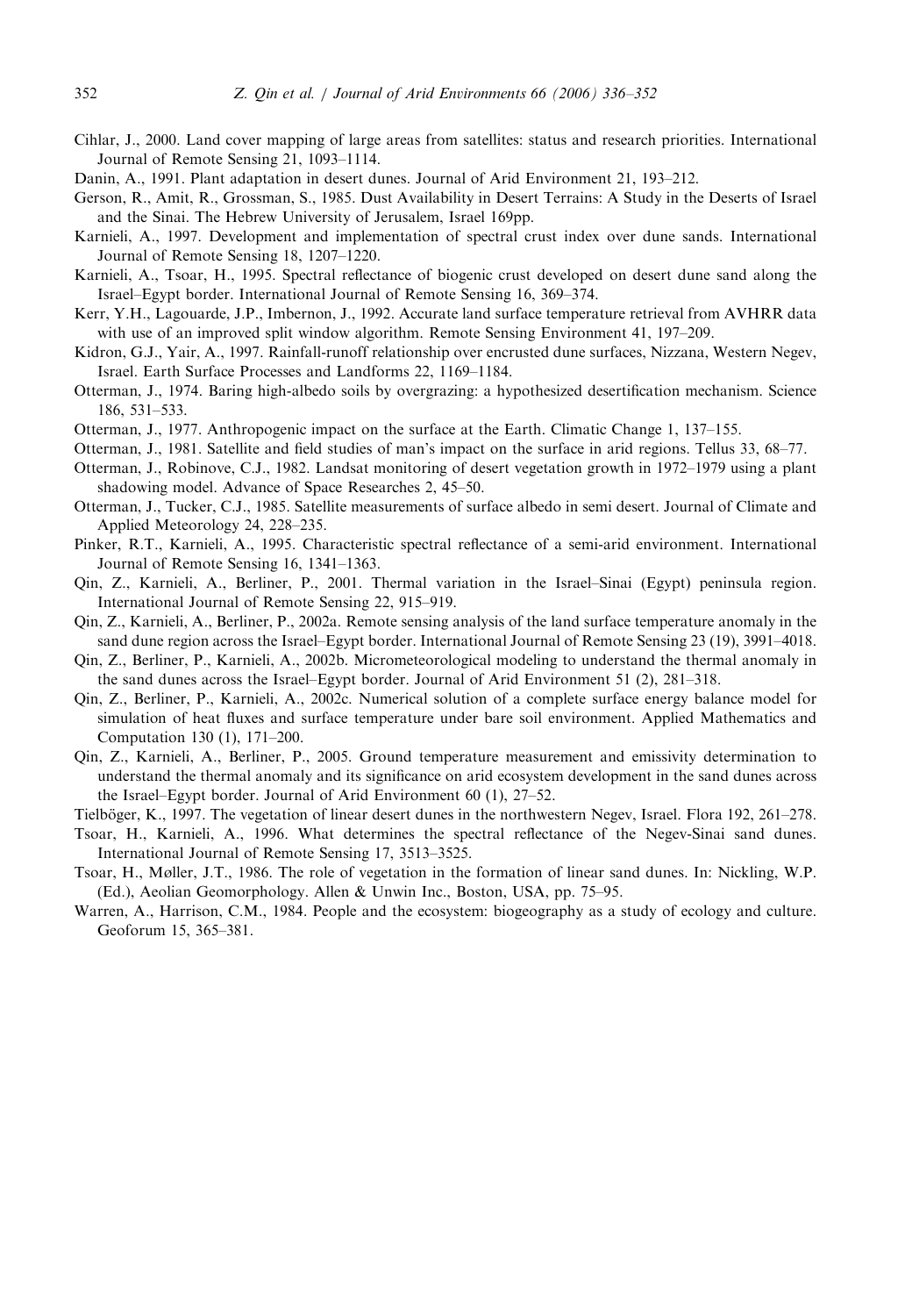Cihlar, J., 2000. Land cover mapping of large areas from satellites: status and research priorities. International Journal of Remote Sensing 21, 1093–1114.

Danin, A., 1991. Plant adaptation in desert dunes. Journal of Arid Environment 21, 193–212.

Gerson, R., Amit, R., Grossman, S., 1985. Dust Availability in Desert Terrains: A Study in the Deserts of Israel and the Sinai. The Hebrew University of Jerusalem, Israel 169pp.

Karnieli, A., 1997. Development and implementation of spectral crust index over dune sands. International Journal of Remote Sensing 18, 1207–1220.

Karnieli, A., Tsoar, H., 1995. Spectral reflectance of biogenic crust developed on desert dune sand along the Israel–Egypt border. International Journal of Remote Sensing 16, 369–374.

Kerr, Y.H., Lagouarde, J.P., Imbernon, J., 1992. Accurate land surface temperature retrieval from AVHRR data with use of an improved split window algorithm. Remote Sensing Environment 41, 197–209.

Kidron, G.J., Yair, A., 1997. Rainfall-runoff relationship over encrusted dune surfaces, Nizzana, Western Negev, Israel. Earth Surface Processes and Landforms 22, 1169–1184.

Otterman, J., 1974. Baring high-albedo soils by overgrazing: a hypothesized desertification mechanism. Science 186, 531–533.

Otterman, J., 1977. Anthropogenic impact on the surface at the Earth. Climatic Change 1, 137–155.

Otterman, J., 1981. Satellite and field studies of man's impact on the surface in arid regions. Tellus 33, 68–77.

Otterman, J., Robinove, C.J., 1982. Landsat monitoring of desert vegetation growth in 1972–1979 using a plant shadowing model. Advance of Space Researches 2, 45–50.

Otterman, J., Tucker, C.J., 1985. Satellite measurements of surface albedo in semi desert. Journal of Climate and Applied Meteorology 24, 228–235.

Pinker, R.T., Karnieli, A., 1995. Characteristic spectral reflectance of a semi-arid environment. International Journal of Remote Sensing 16, 1341–1363.

Qin, Z., Karnieli, A., Berliner, P., 2001. Thermal variation in the Israel–Sinai (Egypt) peninsula region. International Journal of Remote Sensing 22, 915–919.

Qin, Z., Karnieli, A., Berliner, P., 2002a. Remote sensing analysis of the land surface temperature anomaly in the sand dune region across the Israel–Egypt border. International Journal of Remote Sensing 23 (19), 3991–4018.

Qin, Z., Berliner, P., Karnieli, A., 2002b. Micrometeorological modeling to understand the thermal anomaly in the sand dunes across the Israel–Egypt border. Journal of Arid Environment 51 (2), 281–318.

Qin, Z., Berliner, P., Karnieli, A., 2002c. Numerical solution of a complete surface energy balance model for simulation of heat fluxes and surface temperature under bare soil environment. Applied Mathematics and Computation 130 (1), 171–200.

Qin, Z., Karnieli, A., Berliner, P., 2005. Ground temperature measurement and emissivity determination to understand the thermal anomaly and its significance on arid ecosystem development in the sand dunes across the Israel–Egypt border. Journal of Arid Environment 60 (1), 27–52.

Tielböger, K., 1997. The vegetation of linear desert dunes in the northwestern Negev, Israel. Flora 192, 261–278.

Tsoar, H., Karnieli, A., 1996. What determines the spectral reflectance of the Negev-Sinai sand dunes. International Journal of Remote Sensing 17, 3513–3525.

Tsoar, H., Møller, J.T., 1986. The role of vegetation in the formation of linear sand dunes. In: Nickling, W.P. (Ed.), Aeolian Geomorphology. Allen & Unwin Inc., Boston, USA, pp. 75–95.

Warren, A., Harrison, C.M., 1984. People and the ecosystem: biogeography as a study of ecology and culture. Geoforum 15, 365–381.